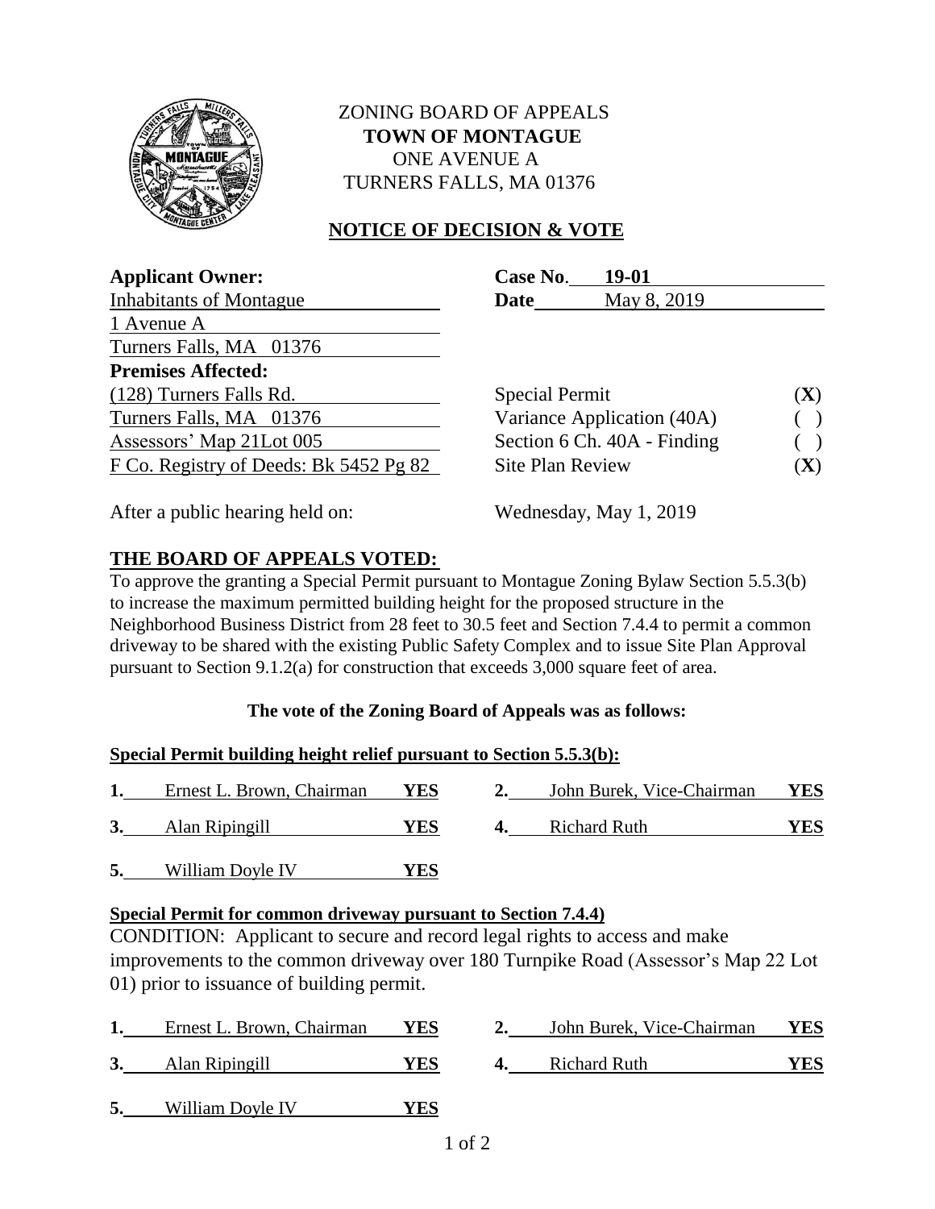# ZONING BOARD OF APPEALS
## TOWN OF MONTAGUE
ONE AVENUE A
TURNERS FALLS, MA 01376

## NOTICE OF DECISION & VOTE

**Applicant Owner:**
Inhabitants of Montague
1 Avenue A
Turners Falls, MA 01376

**Case No.** 19-01
**Date** May 8, 2019

**Premises Affected:**
(128) Turners Falls Rd.
Turners Falls, MA 01376
Assessors' Map 21Lot 005
F Co. Registry of Deeds: Bk 5452 Pg 82

| | |
|---|---|
| Special Permit | (**X**) |
| Variance Application (40A) | ( ) |
| Section 6 Ch. 40A - Finding | ( ) |
| Site Plan Review | (**X**) |

After a public hearing held on: Wednesday, May 1, 2019

## THE BOARD OF APPEALS VOTED:

To approve the granting a Special Permit pursuant to Montague Zoning Bylaw Section 5.5.3(b) to increase the maximum permitted building height for the proposed structure in the Neighborhood Business District from 28 feet to 30.5 feet and Section 7.4.4 to permit a common driveway to be shared with the existing Public Safety Complex and to issue Site Plan Approval pursuant to Section 9.1.2(a) for construction that exceeds 3,000 square feet of area.

**The vote of the Zoning Board of Appeals was as follows:**

**Special Permit building height relief pursuant to Section 5.5.3(b):**

1. Ernest L. Brown, Chairman **YES**
2. John Burek, Vice-Chairman **YES**
3. Alan Ripingill **YES**
4. Richard Ruth **YES**
5. William Doyle IV **YES**

**Special Permit for common driveway pursuant to Section 7.4.4)**

CONDITION: Applicant to secure and record legal rights to access and make improvements to the common driveway over 180 Turnpike Road (Assessor's Map 22 Lot 01) prior to issuance of building permit.

1. Ernest L. Brown, Chairman **YES**
2. John Burek, Vice-Chairman **YES**
3. Alan Ripingill **YES**
4. Richard Ruth **YES**
5. William Doyle IV **YES**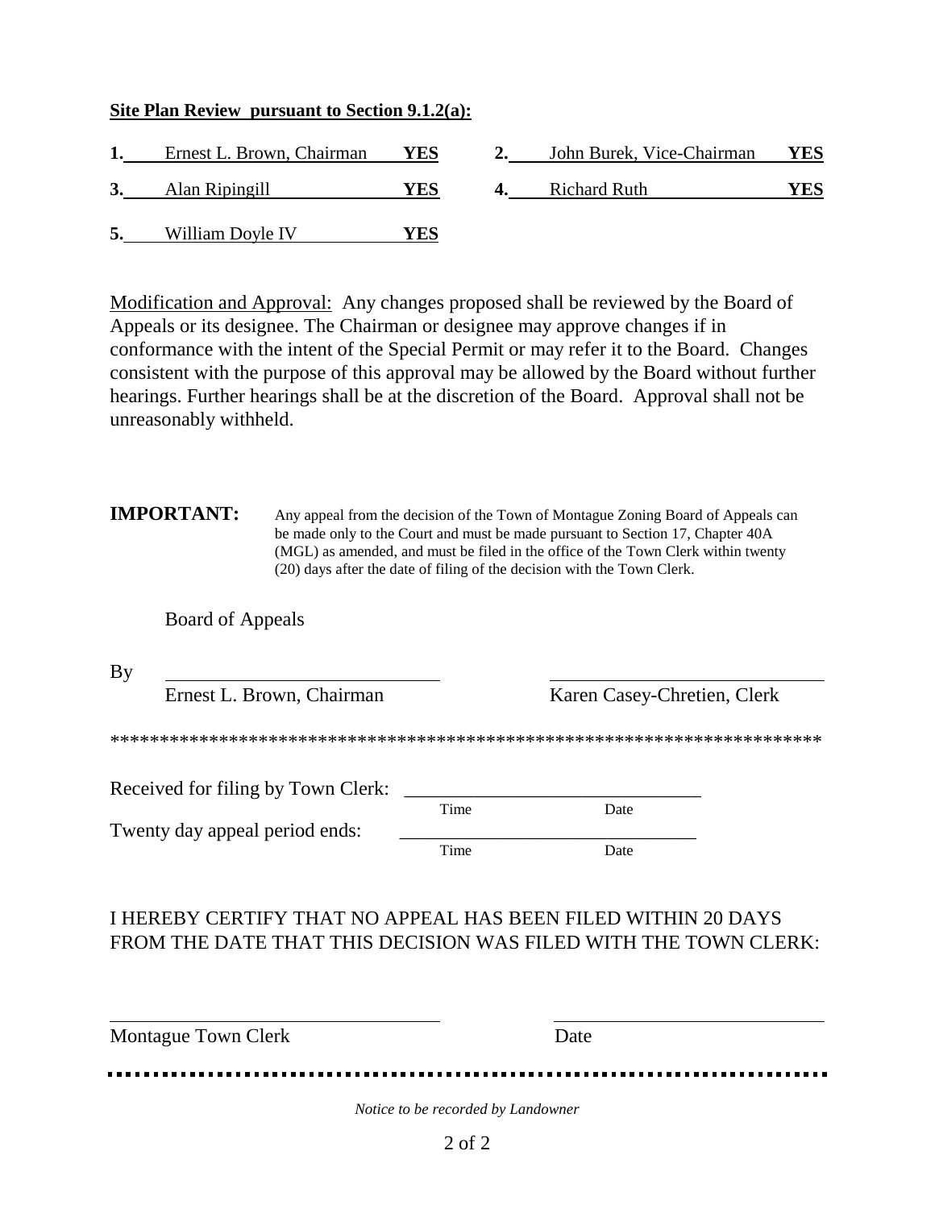**Site Plan Review pursuant to Section 9.1.2(a):**

| | | | | | |
|---|---|---|---|---|---|
| **1.** | Ernest L. Brown, Chairman | **YES** | **2.** | John Burek, Vice-Chairman | **YES** |
| **3.** | Alan Ripingill | **YES** | **4.** | Richard Ruth | **YES** |
| **5.** | William Doyle IV | **YES** | | | |

Modification and Approval: Any changes proposed shall be reviewed by the Board of Appeals or its designee. The Chairman or designee may approve changes if in conformance with the intent of the Special Permit or may refer it to the Board. Changes consistent with the purpose of this approval may be allowed by the Board without further hearings. Further hearings shall be at the discretion of the Board. Approval shall not be unreasonably withheld.

**IMPORTANT:** Any appeal from the decision of the Town of Montague Zoning Board of Appeals can be made only to the Court and must be made pursuant to Section 17, Chapter 40A (MGL) as amended, and must be filed in the office of the Town Clerk within twenty (20) days after the date of filing of the decision with the Town Clerk.

Board of Appeals

By ______________________________ ______________________________

Ernest L. Brown, Chairman Karen Casey-Chretien, Clerk

***********************************************************************

Received for filing by Town Clerk: ______________________________

Time Date

Twenty day appeal period ends: ______________________________

Time Date

I HEREBY CERTIFY THAT NO APPEAL HAS BEEN FILED WITHIN 20 DAYS FROM THE DATE THAT THIS DECISION WAS FILED WITH THE TOWN CLERK:

______________________________ ______________________________

Montague Town Clerk Date

*Notice to be recorded by Landowner*